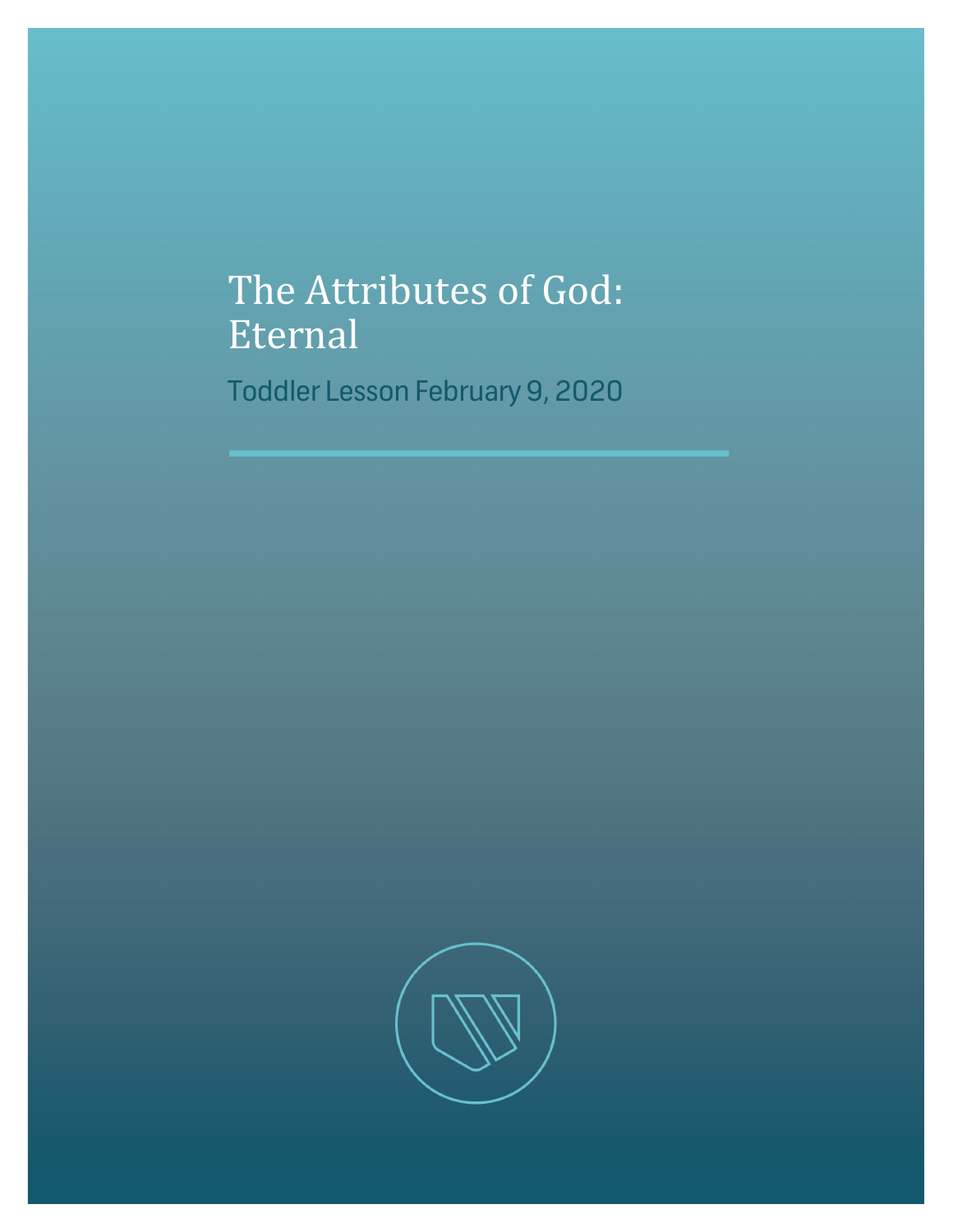# The Attributes of God: Eternal

Toddler Lesson February 9, 2020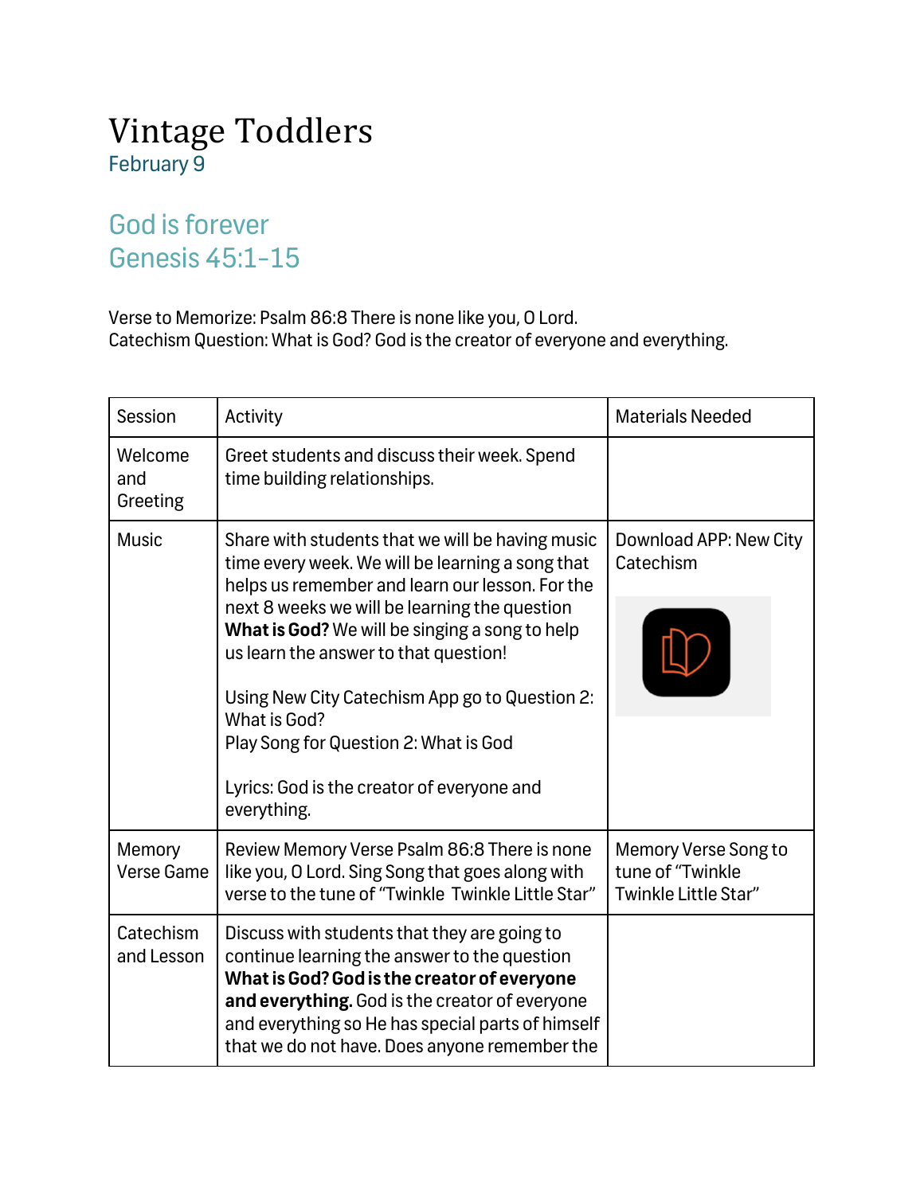# Vintage Toddlers

February 9

## God is forever
## Genesis 45:1-15

Verse to Memorize: Psalm 86:8 There is none like you, O Lord.
Catechism Question: What is God? God is the creator of everyone and everything.

| Session | Activity | Materials Needed |
|---|---|---|
| Welcome and Greeting | Greet students and discuss their week. Spend time building relationships. | |
| Music | Share with students that we will be having music time every week. We will be learning a song that helps us remember and learn our lesson. For the next 8 weeks we will be learning the question **What is God?** We will be singing a song to help us learn the answer to that question!<br><br>Using New City Catechism App go to Question 2: What is God?<br>Play Song for Question 2: What is God<br><br>Lyrics: God is the creator of everyone and everything. | Download APP: New City Catechism |
| Memory Verse Game | Review Memory Verse Psalm 86:8 There is none like you, O Lord. Sing Song that goes along with verse to the tune of "Twinkle Twinkle Little Star" | Memory Verse Song to tune of "Twinkle Twinkle Little Star" |
| Catechism and Lesson | Discuss with students that they are going to continue learning the answer to the question **What is God? God is the creator of everyone and everything.** God is the creator of everyone and everything so He has special parts of himself that we do not have. Does anyone remember the | |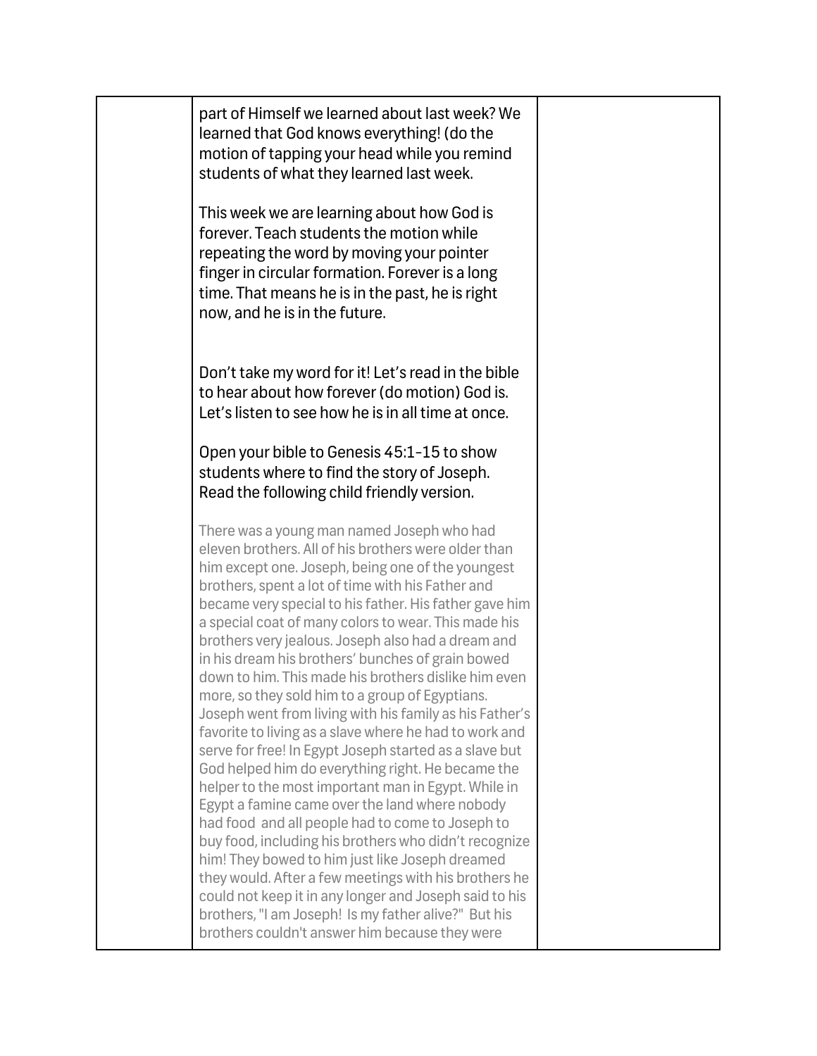| | | |
|---|---|---|
| | part of Himself we learned about last week? We learned that God knows everything! (do the motion of tapping your head while you remind students of what they learned last week.<br><br>This week we are learning about how God is forever. Teach students the motion while repeating the word by moving your pointer finger in circular formation. Forever is a long time. That means he is in the past, he is right now, and he is in the future.<br><br>Don't take my word for it! Let's read in the bible to hear about how forever (do motion) God is. Let's listen to see how he is in all time at once.<br><br>Open your bible to Genesis 45:1-15 to show students where to find the story of Joseph. Read the following child friendly version.<br><br>There was a young man named Joseph who had eleven brothers. All of his brothers were older than him except one. Joseph, being one of the youngest brothers, spent a lot of time with his Father and became very special to his father. His father gave him a special coat of many colors to wear. This made his brothers very jealous. Joseph also had a dream and in his dream his brothers' bunches of grain bowed down to him. This made his brothers dislike him even more, so they sold him to a group of Egyptians. Joseph went from living with his family as his Father's favorite to living as a slave where he had to work and serve for free! In Egypt Joseph started as a slave but God helped him do everything right. He became the helper to the most important man in Egypt. While in Egypt a famine came over the land where nobody had food and all people had to come to Joseph to buy food, including his brothers who didn't recognize him! They bowed to him just like Joseph dreamed they would. After a few meetings with his brothers he could not keep it in any longer and Joseph said to his brothers, "I am Joseph! Is my father alive?" But his brothers couldn't answer him because they were | |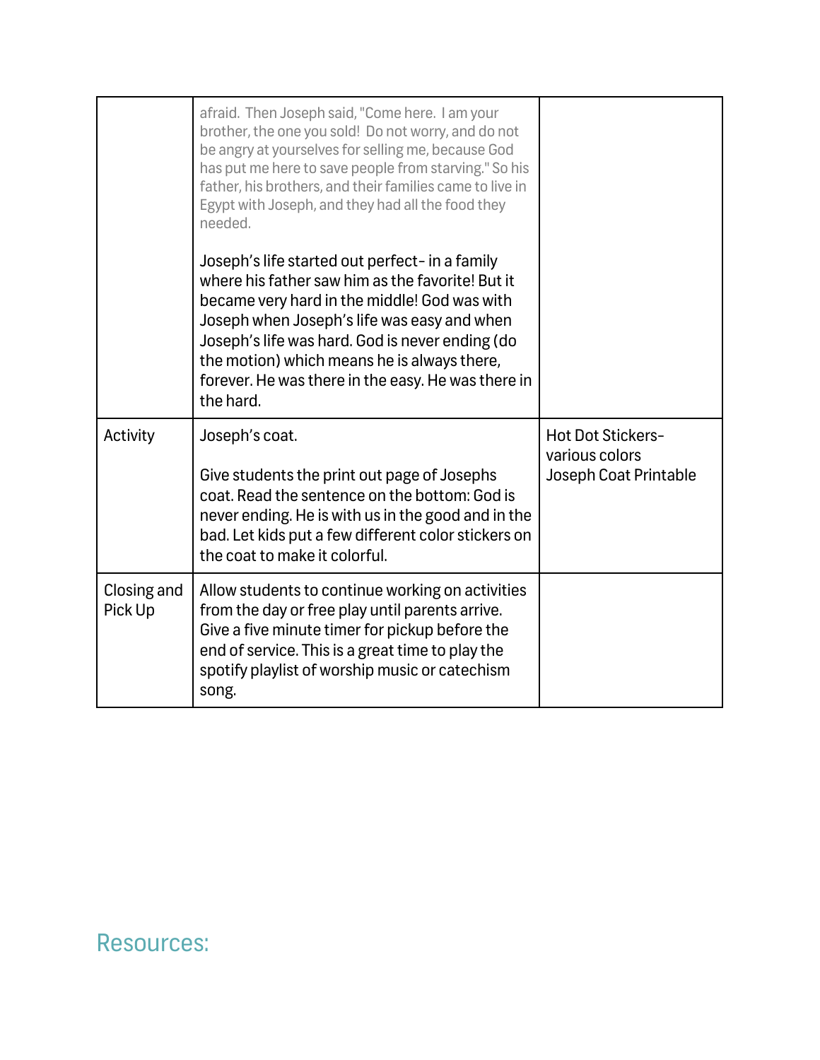| | | |
|---|---|---|
| | afraid. Then Joseph said, "Come here. I am your brother, the one you sold! Do not worry, and do not be angry at yourselves for selling me, because God has put me here to save people from starving." So his father, his brothers, and their families came to live in Egypt with Joseph, and they had all the food they needed.<br><br>Joseph's life started out perfect- in a family where his father saw him as the favorite! But it became very hard in the middle! God was with Joseph when Joseph's life was easy and when Joseph's life was hard. God is never ending (do the motion) which means he is always there, forever. He was there in the easy. He was there in the hard. | |
| Activity | Joseph's coat.<br><br>Give students the print out page of Josephs coat. Read the sentence on the bottom: God is never ending. He is with us in the good and in the bad. Let kids put a few different color stickers on the coat to make it colorful. | Hot Dot Stickers- various colors<br>Joseph Coat Printable |
| Closing and Pick Up | Allow students to continue working on activities from the day or free play until parents arrive. Give a five minute timer for pickup before the end of service. This is a great time to play the spotify playlist of worship music or catechism song. | |

## Resources: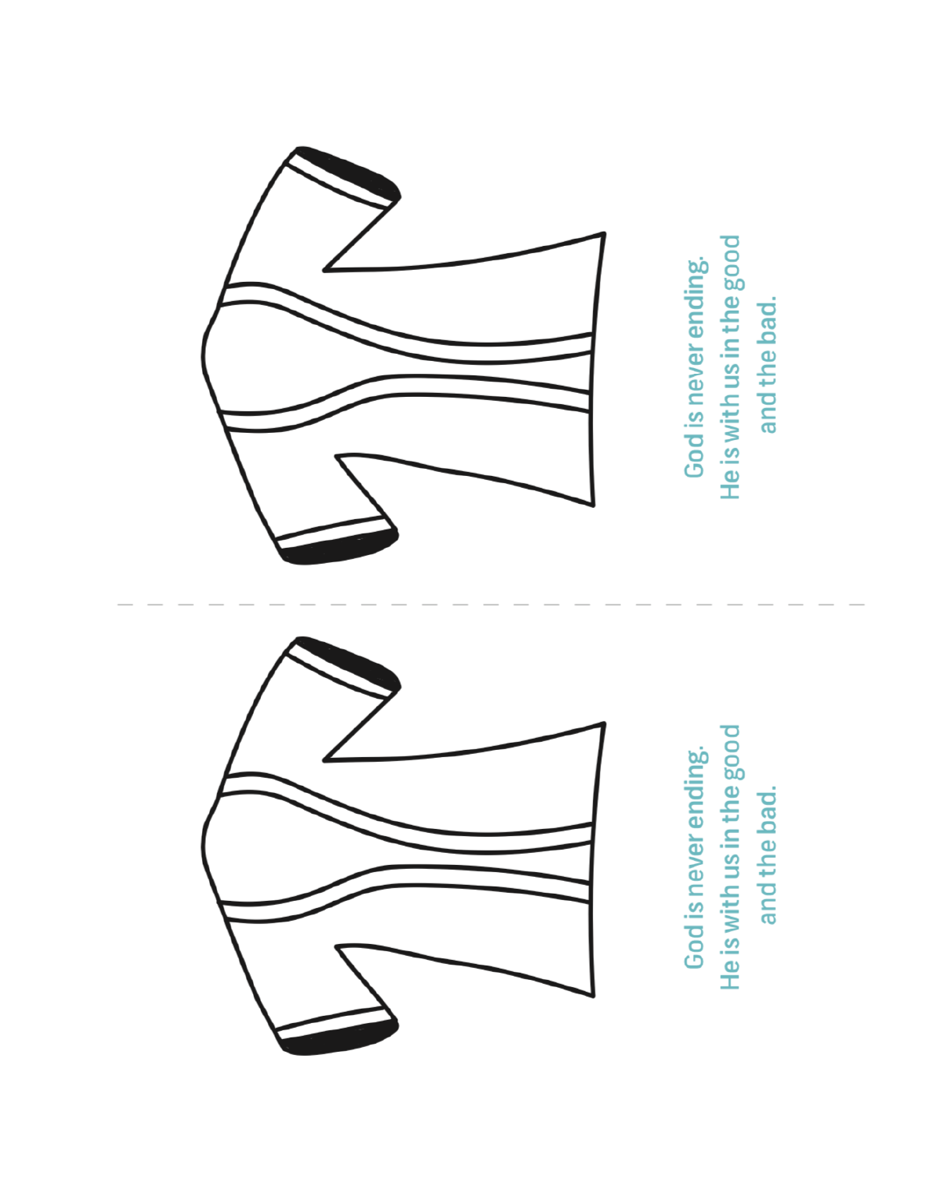God is never ending.
He is with us in the good
and the bad.

God is never ending.
He is with us in the good
and the bad.